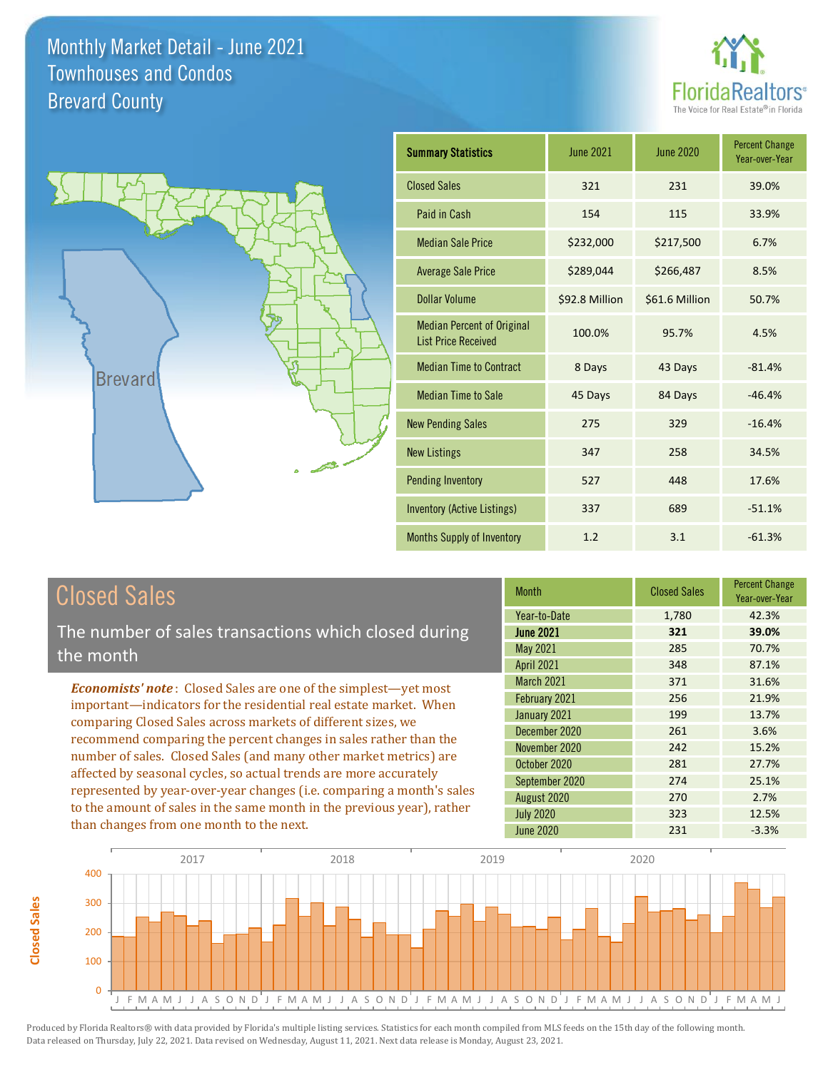# Monthly Market Detail - June 2021
## Townhouses and Condos
## Brevard County

FloridaRealtors®
The Voice for Real Estate® in Florida

| Summary Statistics | June 2021 | June 2020 | Percent Change Year-over-Year |
|---|---|---|---|
| Closed Sales | 321 | 231 | 39.0% |
| Paid in Cash | 154 | 115 | 33.9% |
| Median Sale Price | $232,000 | $217,500 | 6.7% |
| Average Sale Price | $289,044 | $266,487 | 8.5% |
| Dollar Volume | $92.8 Million | $61.6 Million | 50.7% |
| Median Percent of Original List Price Received | 100.0% | 95.7% | 4.5% |
| Median Time to Contract | 8 Days | 43 Days | -81.4% |
| Median Time to Sale | 45 Days | 84 Days | -46.4% |
| New Pending Sales | 275 | 329 | -16.4% |
| New Listings | 347 | 258 | 34.5% |
| Pending Inventory | 527 | 448 | 17.6% |
| Inventory (Active Listings) | 337 | 689 | -51.1% |
| Months Supply of Inventory | 1.2 | 3.1 | -61.3% |

## Closed Sales

The number of sales transactions which closed during the month

***Economists' note***: Closed Sales are one of the simplest—yet most important—indicators for the residential real estate market. When comparing Closed Sales across markets of different sizes, we recommend comparing the percent changes in sales rather than the number of sales. Closed Sales (and many other market metrics) are affected by seasonal cycles, so actual trends are more accurately represented by year-over-year changes (i.e. comparing a month's sales to the amount of sales in the same month in the previous year), rather than changes from one month to the next.

| Month | Closed Sales | Percent Change Year-over-Year |
|---|---|---|
| Year-to-Date | 1,780 | 42.3% |
| **June 2021** | **321** | **39.0%** |
| May 2021 | 285 | 70.7% |
| April 2021 | 348 | 87.1% |
| March 2021 | 371 | 31.6% |
| February 2021 | 256 | 21.9% |
| January 2021 | 199 | 13.7% |
| December 2020 | 261 | 3.6% |
| November 2020 | 242 | 15.2% |
| October 2020 | 281 | 27.7% |
| September 2020 | 274 | 25.1% |
| August 2020 | 270 | 2.7% |
| July 2020 | 323 | 12.5% |
| June 2020 | 231 | -3.3% |

Produced by Florida Realtors® with data provided by Florida's multiple listing services. Statistics for each month compiled from MLS feeds on the 15th day of the following month. Data released on Thursday, July 22, 2021. Data revised on Wednesday, August 11, 2021. Next data release is Monday, August 23, 2021.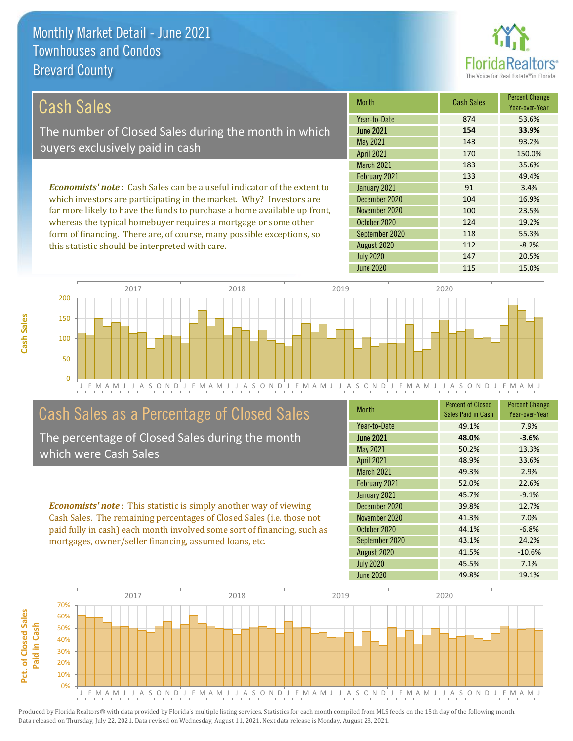# Monthly Market Detail - June 2021
## Townhouses and Condos
## Brevard County

## Cash Sales

The number of Closed Sales during the month in which buyers exclusively paid in cash

*Economists' note*: Cash Sales can be a useful indicator of the extent to which investors are participating in the market. Why? Investors are far more likely to have the funds to purchase a home available up front, whereas the typical homebuyer requires a mortgage or some other form of financing. There are, of course, many possible exceptions, so this statistic should be interpreted with care.

| Month | Cash Sales | Percent Change Year-over-Year |
|---|---|---|
| Year-to-Date | 874 | 53.6% |
| **June 2021** | **154** | **33.9%** |
| May 2021 | 143 | 93.2% |
| April 2021 | 170 | 150.0% |
| March 2021 | 183 | 35.6% |
| February 2021 | 133 | 49.4% |
| January 2021 | 91 | 3.4% |
| December 2020 | 104 | 16.9% |
| November 2020 | 100 | 23.5% |
| October 2020 | 124 | 19.2% |
| September 2020 | 118 | 55.3% |
| August 2020 | 112 | -8.2% |
| July 2020 | 147 | 20.5% |
| June 2020 | 115 | 15.0% |

## Cash Sales as a Percentage of Closed Sales

The percentage of Closed Sales during the month which were Cash Sales

*Economists' note*: This statistic is simply another way of viewing Cash Sales. The remaining percentages of Closed Sales (i.e. those not paid fully in cash) each month involved some sort of financing, such as mortgages, owner/seller financing, assumed loans, etc.

| Month | Percent of Closed Sales Paid in Cash | Percent Change Year-over-Year |
|---|---|---|
| Year-to-Date | 49.1% | 7.9% |
| **June 2021** | **48.0%** | **-3.6%** |
| May 2021 | 50.2% | 13.3% |
| April 2021 | 48.9% | 33.6% |
| March 2021 | 49.3% | 2.9% |
| February 2021 | 52.0% | 22.6% |
| January 2021 | 45.7% | -9.1% |
| December 2020 | 39.8% | 12.7% |
| November 2020 | 41.3% | 7.0% |
| October 2020 | 44.1% | -6.8% |
| September 2020 | 43.1% | 24.2% |
| August 2020 | 41.5% | -10.6% |
| July 2020 | 45.5% | 7.1% |
| June 2020 | 49.8% | 19.1% |

Produced by Florida Realtors® with data provided by Florida's multiple listing services. Statistics for each month compiled from MLS feeds on the 15th day of the following month. Data released on Thursday, July 22, 2021. Data revised on Wednesday, August 11, 2021. Next data release is Monday, August 23, 2021.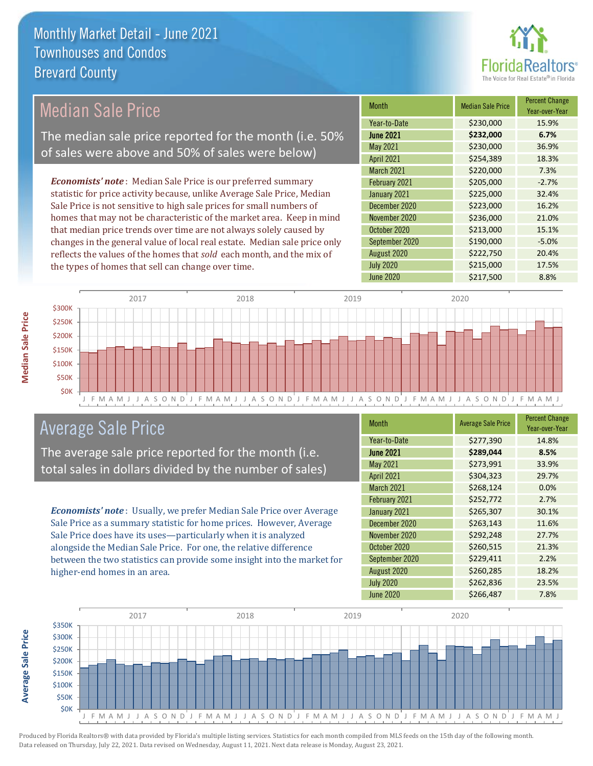# Monthly Market Detail - June 2021
## Townhouses and Condos
## Brevard County

## Median Sale Price

The median sale price reported for the month (i.e. 50% of sales were above and 50% of sales were below)

***Economists' note***: Median Sale Price is our preferred summary statistic for price activity because, unlike Average Sale Price, Median Sale Price is not sensitive to high sale prices for small numbers of homes that may not be characteristic of the market area. Keep in mind that median price trends over time are not always solely caused by changes in the general value of local real estate. Median sale price only reflects the values of the homes that *sold* each month, and the mix of the types of homes that sell can change over time.

| Month | Median Sale Price | Percent Change Year-over-Year |
|---|---|---|
| Year-to-Date | $230,000 | 15.9% |
| **June 2021** | **$232,000** | **6.7%** |
| May 2021 | $230,000 | 36.9% |
| April 2021 | $254,389 | 18.3% |
| March 2021 | $220,000 | 7.3% |
| February 2021 | $205,000 | -2.7% |
| January 2021 | $225,000 | 32.4% |
| December 2020 | $223,000 | 16.2% |
| November 2020 | $236,000 | 21.0% |
| October 2020 | $213,000 | 15.1% |
| September 2020 | $190,000 | -5.0% |
| August 2020 | $222,750 | 20.4% |
| July 2020 | $215,000 | 17.5% |
| June 2020 | $217,500 | 8.8% |

## Average Sale Price

The average sale price reported for the month (i.e. total sales in dollars divided by the number of sales)

***Economists' note***: Usually, we prefer Median Sale Price over Average Sale Price as a summary statistic for home prices. However, Average Sale Price does have its uses—particularly when it is analyzed alongside the Median Sale Price. For one, the relative difference between the two statistics can provide some insight into the market for higher-end homes in an area.

| Month | Average Sale Price | Percent Change Year-over-Year |
|---|---|---|
| Year-to-Date | $277,390 | 14.8% |
| **June 2021** | **$289,044** | **8.5%** |
| May 2021 | $273,991 | 33.9% |
| April 2021 | $304,323 | 29.7% |
| March 2021 | $268,124 | 0.0% |
| February 2021 | $252,772 | 2.7% |
| January 2021 | $265,307 | 30.1% |
| December 2020 | $263,143 | 11.6% |
| November 2020 | $292,248 | 27.7% |
| October 2020 | $260,515 | 21.3% |
| September 2020 | $229,411 | 2.2% |
| August 2020 | $260,285 | 18.2% |
| July 2020 | $262,836 | 23.5% |
| June 2020 | $266,487 | 7.8% |

Produced by Florida Realtors® with data provided by Florida's multiple listing services. Statistics for each month compiled from MLS feeds on the 15th day of the following month. Data released on Thursday, July 22, 2021. Data revised on Wednesday, August 11, 2021. Next data release is Monday, August 23, 2021.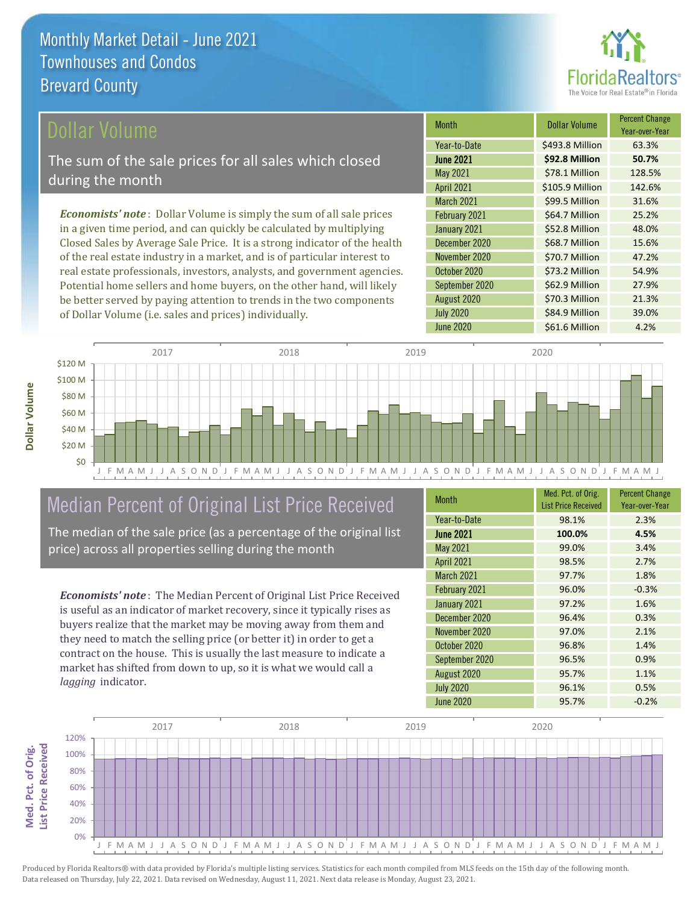# Monthly Market Detail - June 2021
## Townhouses and Condos
## Brevard County

## Dollar Volume

The sum of the sale prices for all sales which closed during the month

*Economists' note*: Dollar Volume is simply the sum of all sale prices in a given time period, and can quickly be calculated by multiplying Closed Sales by Average Sale Price. It is a strong indicator of the health of the real estate industry in a market, and is of particular interest to real estate professionals, investors, analysts, and government agencies. Potential home sellers and home buyers, on the other hand, will likely be better served by paying attention to trends in the two components of Dollar Volume (i.e. sales and prices) individually.

| Month | Dollar Volume | Percent Change Year-over-Year |
|---|---|---|
| Year-to-Date | $493.8 Million | 63.3% |
| **June 2021** | **$92.8 Million** | **50.7%** |
| May 2021 | $78.1 Million | 128.5% |
| April 2021 | $105.9 Million | 142.6% |
| March 2021 | $99.5 Million | 31.6% |
| February 2021 | $64.7 Million | 25.2% |
| January 2021 | $52.8 Million | 48.0% |
| December 2020 | $68.7 Million | 15.6% |
| November 2020 | $70.7 Million | 47.2% |
| October 2020 | $73.2 Million | 54.9% |
| September 2020 | $62.9 Million | 27.9% |
| August 2020 | $70.3 Million | 21.3% |
| July 2020 | $84.9 Million | 39.0% |
| June 2020 | $61.6 Million | 4.2% |

## Median Percent of Original List Price Received

The median of the sale price (as a percentage of the original list price) across all properties selling during the month

*Economists' note*: The Median Percent of Original List Price Received is useful as an indicator of market recovery, since it typically rises as buyers realize that the market may be moving away from them and they need to match the selling price (or better it) in order to get a contract on the house. This is usually the last measure to indicate a market has shifted from down to up, so it is what we would call a *lagging* indicator.

| Month | Med. Pct. of Orig. List Price Received | Percent Change Year-over-Year |
|---|---|---|
| Year-to-Date | 98.1% | 2.3% |
| **June 2021** | **100.0%** | **4.5%** |
| May 2021 | 99.0% | 3.4% |
| April 2021 | 98.5% | 2.7% |
| March 2021 | 97.7% | 1.8% |
| February 2021 | 96.0% | -0.3% |
| January 2021 | 97.2% | 1.6% |
| December 2020 | 96.4% | 0.3% |
| November 2020 | 97.0% | 2.1% |
| October 2020 | 96.8% | 1.4% |
| September 2020 | 96.5% | 0.9% |
| August 2020 | 95.7% | 1.1% |
| July 2020 | 96.1% | 0.5% |
| June 2020 | 95.7% | -0.2% |

Produced by Florida Realtors® with data provided by Florida's multiple listing services. Statistics for each month compiled from MLS feeds on the 15th day of the following month. Data released on Thursday, July 22, 2021. Data revised on Wednesday, August 11, 2021. Next data release is Monday, August 23, 2021.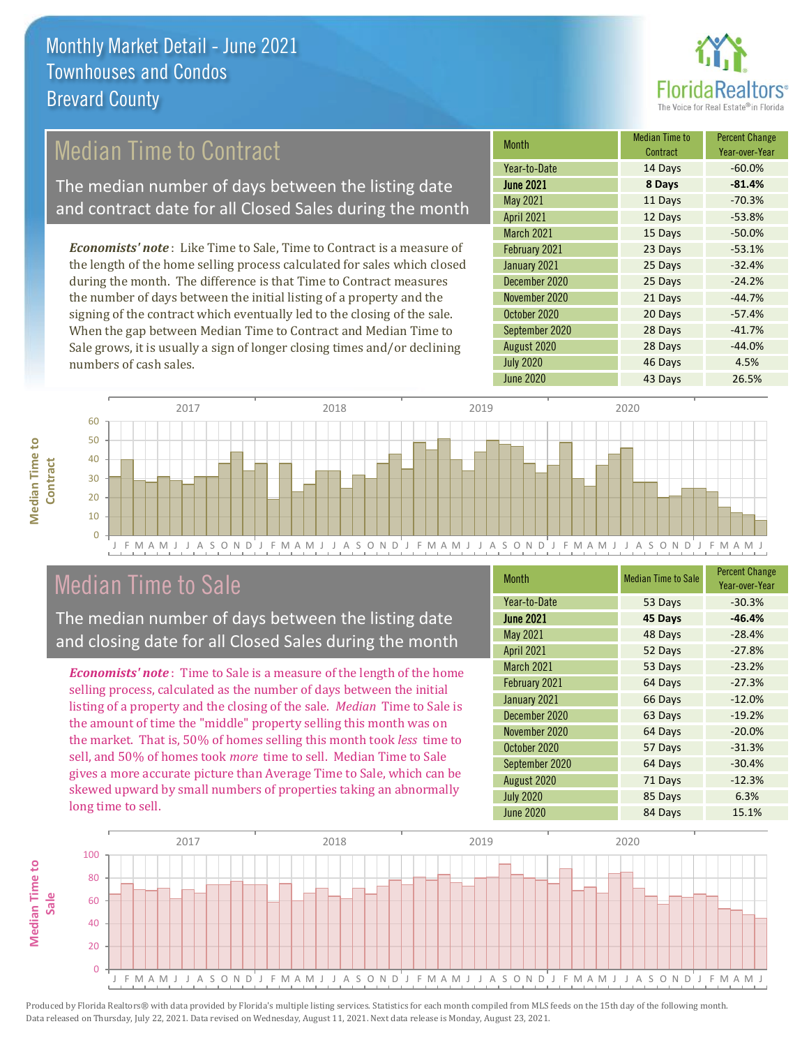# Monthly Market Detail - June 2021
## Townhouses and Condos
## Brevard County

## Median Time to Contract

The median number of days between the listing date and contract date for all Closed Sales during the month

*Economists' note*: Like Time to Sale, Time to Contract is a measure of the length of the home selling process calculated for sales which closed during the month. The difference is that Time to Contract measures the number of days between the initial listing of a property and the signing of the contract which eventually led to the closing of the sale. When the gap between Median Time to Contract and Median Time to Sale grows, it is usually a sign of longer closing times and/or declining numbers of cash sales.

| Month | Median Time to Contract | Percent Change Year-over-Year |
|---|---|---|
| Year-to-Date | 14 Days | -60.0% |
| **June 2021** | **8 Days** | **-81.4%** |
| May 2021 | 11 Days | -70.3% |
| April 2021 | 12 Days | -53.8% |
| March 2021 | 15 Days | -50.0% |
| February 2021 | 23 Days | -53.1% |
| January 2021 | 25 Days | -32.4% |
| December 2020 | 25 Days | -24.2% |
| November 2020 | 21 Days | -44.7% |
| October 2020 | 20 Days | -57.4% |
| September 2020 | 28 Days | -41.7% |
| August 2020 | 28 Days | -44.0% |
| July 2020 | 46 Days | 4.5% |
| June 2020 | 43 Days | 26.5% |

## Median Time to Sale

The median number of days between the listing date and closing date for all Closed Sales during the month

*Economists' note*: Time to Sale is a measure of the length of the home selling process, calculated as the number of days between the initial listing of a property and the closing of the sale. *Median* Time to Sale is the amount of time the "middle" property selling this month was on the market. That is, 50% of homes selling this month took *less* time to sell, and 50% of homes took *more* time to sell. Median Time to Sale gives a more accurate picture than Average Time to Sale, which can be skewed upward by small numbers of properties taking an abnormally long time to sell.

| Month | Median Time to Sale | Percent Change Year-over-Year |
|---|---|---|
| Year-to-Date | 53 Days | -30.3% |
| **June 2021** | **45 Days** | **-46.4%** |
| May 2021 | 48 Days | -28.4% |
| April 2021 | 52 Days | -27.8% |
| March 2021 | 53 Days | -23.2% |
| February 2021 | 64 Days | -27.3% |
| January 2021 | 66 Days | -12.0% |
| December 2020 | 63 Days | -19.2% |
| November 2020 | 64 Days | -20.0% |
| October 2020 | 57 Days | -31.3% |
| September 2020 | 64 Days | -30.4% |
| August 2020 | 71 Days | -12.3% |
| July 2020 | 85 Days | 6.3% |
| June 2020 | 84 Days | 15.1% |

Produced by Florida Realtors® with data provided by Florida's multiple listing services. Statistics for each month compiled from MLS feeds on the 15th day of the following month. Data released on Thursday, July 22, 2021. Data revised on Wednesday, August 11, 2021. Next data release is Monday, August 23, 2021.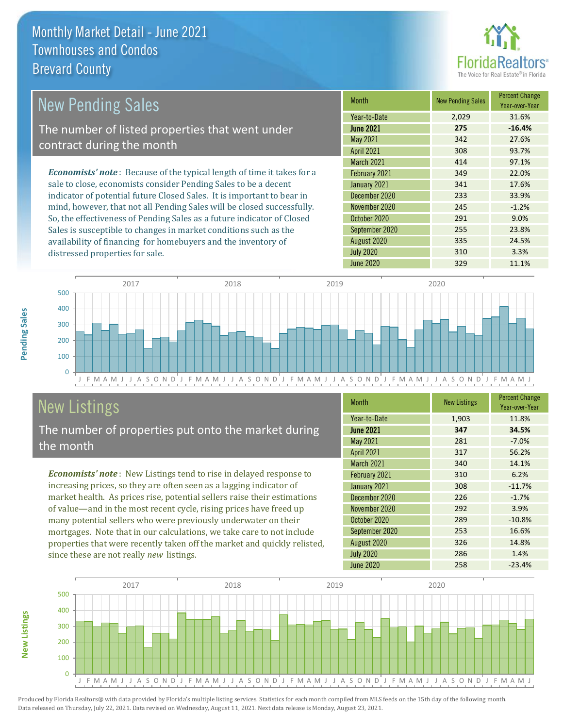# Monthly Market Detail - June 2021
## Townhouses and Condos
## Brevard County

## New Pending Sales

The number of listed properties that went under contract during the month

*Economists' note*: Because of the typical length of time it takes for a sale to close, economists consider Pending Sales to be a decent indicator of potential future Closed Sales. It is important to bear in mind, however, that not all Pending Sales will be closed successfully. So, the effectiveness of Pending Sales as a future indicator of Closed Sales is susceptible to changes in market conditions such as the availability of financing for homebuyers and the inventory of distressed properties for sale.

| Month | New Pending Sales | Percent Change Year-over-Year |
|---|---|---|
| Year-to-Date | 2,029 | 31.6% |
| **June 2021** | **275** | **-16.4%** |
| May 2021 | 342 | 27.6% |
| April 2021 | 308 | 93.7% |
| March 2021 | 414 | 97.1% |
| February 2021 | 349 | 22.0% |
| January 2021 | 341 | 17.6% |
| December 2020 | 233 | 33.9% |
| November 2020 | 245 | -1.2% |
| October 2020 | 291 | 9.0% |
| September 2020 | 255 | 23.8% |
| August 2020 | 335 | 24.5% |
| July 2020 | 310 | 3.3% |
| June 2020 | 329 | 11.1% |

## New Listings

The number of properties put onto the market during the month

*Economists' note*: New Listings tend to rise in delayed response to increasing prices, so they are often seen as a lagging indicator of market health. As prices rise, potential sellers raise their estimations of value—and in the most recent cycle, rising prices have freed up many potential sellers who were previously underwater on their mortgages. Note that in our calculations, we take care to not include properties that were recently taken off the market and quickly relisted, since these are not really *new* listings.

| Month | New Listings | Percent Change Year-over-Year |
|---|---|---|
| Year-to-Date | 1,903 | 11.8% |
| **June 2021** | **347** | **34.5%** |
| May 2021 | 281 | -7.0% |
| April 2021 | 317 | 56.2% |
| March 2021 | 340 | 14.1% |
| February 2021 | 310 | 6.2% |
| January 2021 | 308 | -11.7% |
| December 2020 | 226 | -1.7% |
| November 2020 | 292 | 3.9% |
| October 2020 | 289 | -10.8% |
| September 2020 | 253 | 16.6% |
| August 2020 | 326 | 14.8% |
| July 2020 | 286 | 1.4% |
| June 2020 | 258 | -23.4% |

Produced by Florida Realtors® with data provided by Florida's multiple listing services. Statistics for each month compiled from MLS feeds on the 15th day of the following month. Data released on Thursday, July 22, 2021. Data revised on Wednesday, August 11, 2021. Next data release is Monday, August 23, 2021.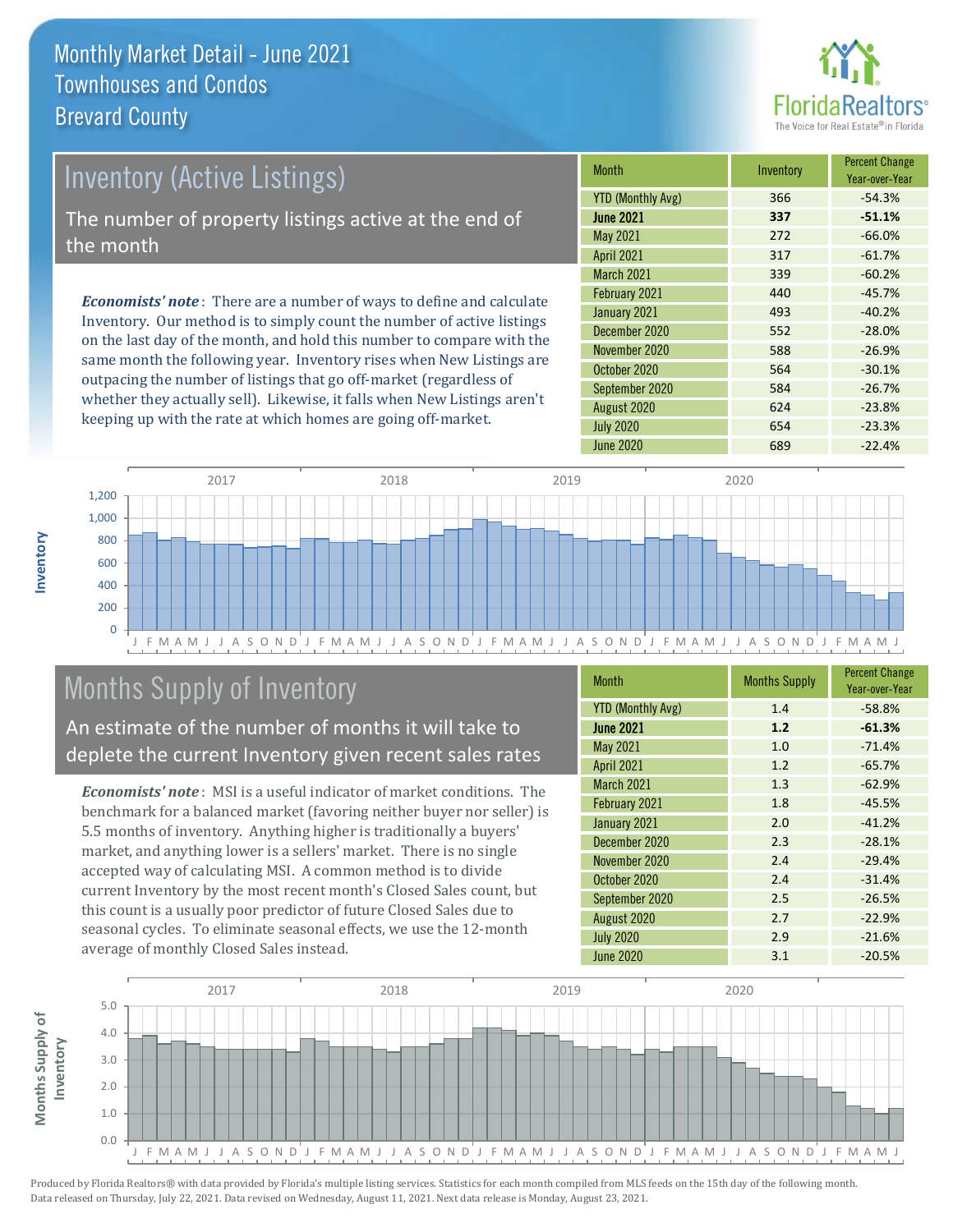# Monthly Market Detail - June 2021
## Townhouses and Condos
## Brevard County

## Inventory (Active Listings)

The number of property listings active at the end of the month

***Economists' note***: There are a number of ways to define and calculate Inventory. Our method is to simply count the number of active listings on the last day of the month, and hold this number to compare with the same month the following year. Inventory rises when New Listings are outpacing the number of listings that go off-market (regardless of whether they actually sell). Likewise, it falls when New Listings aren't keeping up with the rate at which homes are going off-market.

| Month | Inventory | Percent Change Year-over-Year |
|---|---|---|
| YTD (Monthly Avg) | 366 | -54.3% |
| **June 2021** | **337** | **-51.1%** |
| May 2021 | 272 | -66.0% |
| April 2021 | 317 | -61.7% |
| March 2021 | 339 | -60.2% |
| February 2021 | 440 | -45.7% |
| January 2021 | 493 | -40.2% |
| December 2020 | 552 | -28.0% |
| November 2020 | 588 | -26.9% |
| October 2020 | 564 | -30.1% |
| September 2020 | 584 | -26.7% |
| August 2020 | 624 | -23.8% |
| July 2020 | 654 | -23.3% |
| June 2020 | 689 | -22.4% |

## Months Supply of Inventory

An estimate of the number of months it will take to deplete the current Inventory given recent sales rates

***Economists' note***: MSI is a useful indicator of market conditions. The benchmark for a balanced market (favoring neither buyer nor seller) is 5.5 months of inventory. Anything higher is traditionally a buyers' market, and anything lower is a sellers' market. There is no single accepted way of calculating MSI. A common method is to divide current Inventory by the most recent month's Closed Sales count, but this count is a usually poor predictor of future Closed Sales due to seasonal cycles. To eliminate seasonal effects, we use the 12-month average of monthly Closed Sales instead.

| Month | Months Supply | Percent Change Year-over-Year |
|---|---|---|
| YTD (Monthly Avg) | 1.4 | -58.8% |
| **June 2021** | **1.2** | **-61.3%** |
| May 2021 | 1.0 | -71.4% |
| April 2021 | 1.2 | -65.7% |
| March 2021 | 1.3 | -62.9% |
| February 2021 | 1.8 | -45.5% |
| January 2021 | 2.0 | -41.2% |
| December 2020 | 2.3 | -28.1% |
| November 2020 | 2.4 | -29.4% |
| October 2020 | 2.4 | -31.4% |
| September 2020 | 2.5 | -26.5% |
| August 2020 | 2.7 | -22.9% |
| July 2020 | 2.9 | -21.6% |
| June 2020 | 3.1 | -20.5% |

Produced by Florida Realtors® with data provided by Florida's multiple listing services. Statistics for each month compiled from MLS feeds on the 15th day of the following month. Data released on Thursday, July 22, 2021. Data revised on Wednesday, August 11, 2021. Next data release is Monday, August 23, 2021.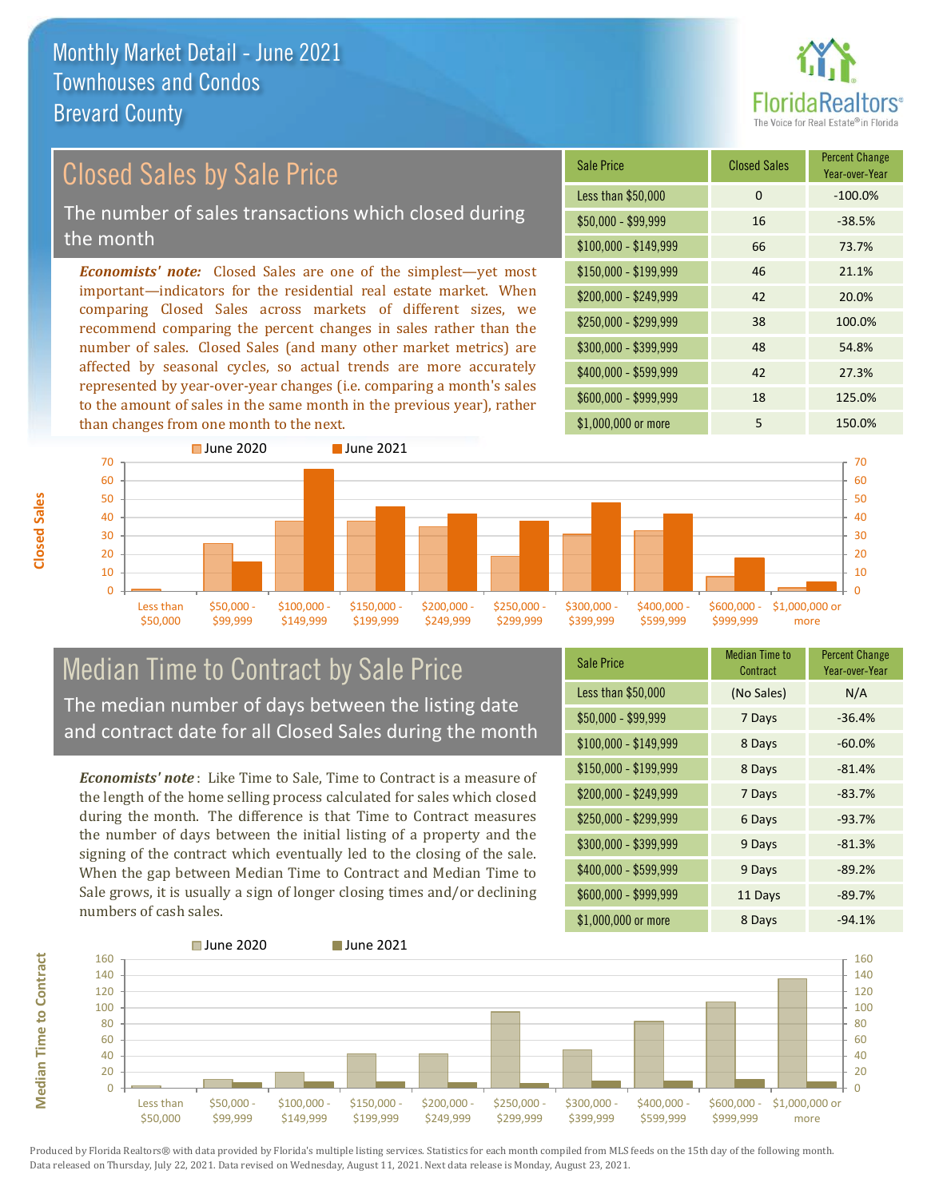# Monthly Market Detail - June 2021
## Townhouses and Condos
## Brevard County

## Closed Sales by Sale Price

The number of sales transactions which closed during the month

***Economists' note:*** Closed Sales are one of the simplest—yet most important—indicators for the residential real estate market. When comparing Closed Sales across markets of different sizes, we recommend comparing the percent changes in sales rather than the number of sales. Closed Sales (and many other market metrics) are affected by seasonal cycles, so actual trends are more accurately represented by year-over-year changes (i.e. comparing a month's sales to the amount of sales in the same month in the previous year), rather than changes from one month to the next.

| Sale Price | Closed Sales | Percent Change Year-over-Year |
|---|---|---|
| Less than $50,000 | 0 | -100.0% |
| $50,000 - $99,999 | 16 | -38.5% |
| $100,000 - $149,999 | 66 | 73.7% |
| $150,000 - $199,999 | 46 | 21.1% |
| $200,000 - $249,999 | 42 | 20.0% |
| $250,000 - $299,999 | 38 | 100.0% |
| $300,000 - $399,999 | 48 | 54.8% |
| $400,000 - $599,999 | 42 | 27.3% |
| $600,000 - $999,999 | 18 | 125.0% |
| $1,000,000 or more | 5 | 150.0% |

## Median Time to Contract by Sale Price

The median number of days between the listing date and contract date for all Closed Sales during the month

***Economists' note***: Like Time to Sale, Time to Contract is a measure of the length of the home selling process calculated for sales which closed during the month. The difference is that Time to Contract measures the number of days between the initial listing of a property and the signing of the contract which eventually led to the closing of the sale. When the gap between Median Time to Contract and Median Time to Sale grows, it is usually a sign of longer closing times and/or declining numbers of cash sales.

| Sale Price | Median Time to Contract | Percent Change Year-over-Year |
|---|---|---|
| Less than $50,000 | (No Sales) | N/A |
| $50,000 - $99,999 | 7 Days | -36.4% |
| $100,000 - $149,999 | 8 Days | -60.0% |
| $150,000 - $199,999 | 8 Days | -81.4% |
| $200,000 - $249,999 | 7 Days | -83.7% |
| $250,000 - $299,999 | 6 Days | -93.7% |
| $300,000 - $399,999 | 9 Days | -81.3% |
| $400,000 - $599,999 | 9 Days | -89.2% |
| $600,000 - $999,999 | 11 Days | -89.7% |
| $1,000,000 or more | 8 Days | -94.1% |

Produced by Florida Realtors® with data provided by Florida's multiple listing services. Statistics for each month compiled from MLS feeds on the 15th day of the following month. Data released on Thursday, July 22, 2021. Data revised on Wednesday, August 11, 2021. Next data release is Monday, August 23, 2021.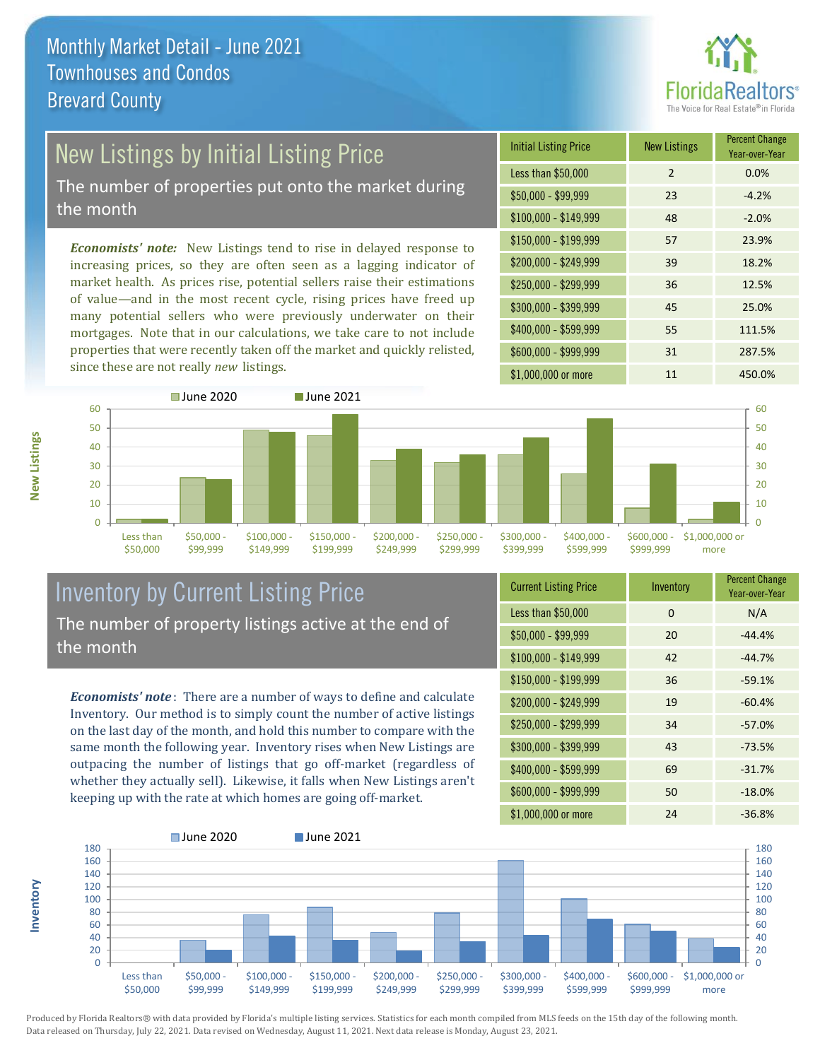# Monthly Market Detail - June 2021
## Townhouses and Condos
## Brevard County

## New Listings by Initial Listing Price

The number of properties put onto the market during the month

*Economists' note:* New Listings tend to rise in delayed response to increasing prices, so they are often seen as a lagging indicator of market health. As prices rise, potential sellers raise their estimations of value—and in the most recent cycle, rising prices have freed up many potential sellers who were previously underwater on their mortgages. Note that in our calculations, we take care to not include properties that were recently taken off the market and quickly relisted, since these are not really *new* listings.

| Initial Listing Price | New Listings | Percent Change Year-over-Year |
|---|---|---|
| Less than $50,000 | 2 | 0.0% |
| $50,000 - $99,999 | 23 | -4.2% |
| $100,000 - $149,999 | 48 | -2.0% |
| $150,000 - $199,999 | 57 | 23.9% |
| $200,000 - $249,999 | 39 | 18.2% |
| $250,000 - $299,999 | 36 | 12.5% |
| $300,000 - $399,999 | 45 | 25.0% |
| $400,000 - $599,999 | 55 | 111.5% |
| $600,000 - $999,999 | 31 | 287.5% |
| $1,000,000 or more | 11 | 450.0% |

## Inventory by Current Listing Price

The number of property listings active at the end of the month

*Economists' note*: There are a number of ways to define and calculate Inventory. Our method is to simply count the number of active listings on the last day of the month, and hold this number to compare with the same month the following year. Inventory rises when New Listings are outpacing the number of listings that go off-market (regardless of whether they actually sell). Likewise, it falls when New Listings aren't keeping up with the rate at which homes are going off-market.

| Current Listing Price | Inventory | Percent Change Year-over-Year |
|---|---|---|
| Less than $50,000 | 0 | N/A |
| $50,000 - $99,999 | 20 | -44.4% |
| $100,000 - $149,999 | 42 | -44.7% |
| $150,000 - $199,999 | 36 | -59.1% |
| $200,000 - $249,999 | 19 | -60.4% |
| $250,000 - $299,999 | 34 | -57.0% |
| $300,000 - $399,999 | 43 | -73.5% |
| $400,000 - $599,999 | 69 | -31.7% |
| $600,000 - $999,999 | 50 | -18.0% |
| $1,000,000 or more | 24 | -36.8% |

Produced by Florida Realtors® with data provided by Florida's multiple listing services. Statistics for each month compiled from MLS feeds on the 15th day of the following month. Data released on Thursday, July 22, 2021. Data revised on Wednesday, August 11, 2021. Next data release is Monday, August 23, 2021.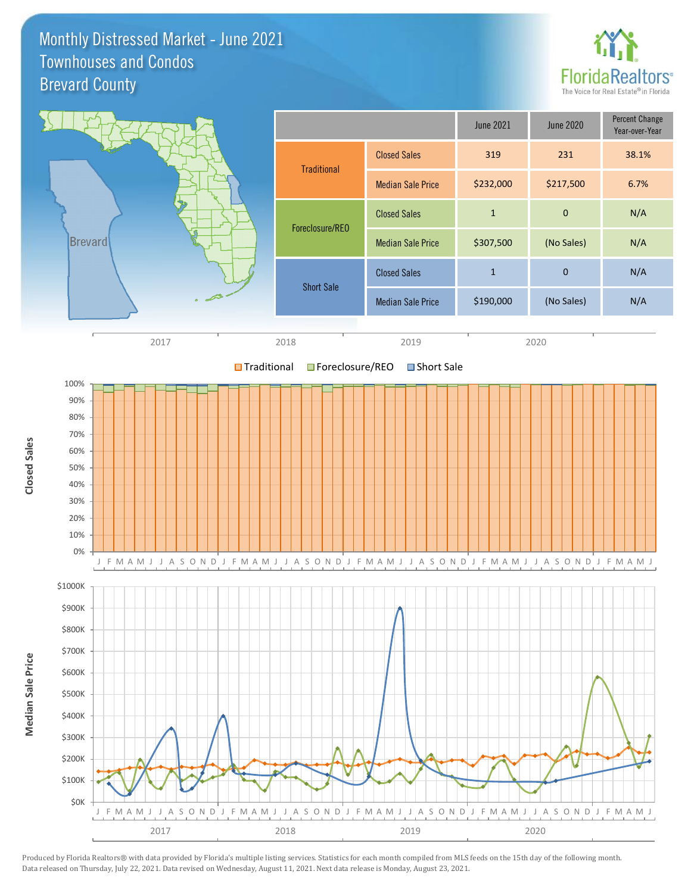# Monthly Distressed Market - June 2021
## Townhouses and Condos
## Brevard County

FloridaRealtors®
The Voice for Real Estate® in Florida

Brevard

| | | June 2021 | June 2020 | Percent Change Year-over-Year |
|---|---|---|---|---|
| Traditional | Closed Sales | 319 | 231 | 38.1% |
| | Median Sale Price | $232,000 | $217,500 | 6.7% |
| Foreclosure/REO | Closed Sales | 1 | 0 | N/A |
| | Median Sale Price | $307,500 | (No Sales) | N/A |
| Short Sale | Closed Sales | 1 | 0 | N/A |
| | Median Sale Price | $190,000 | (No Sales) | N/A |

2017 2018 2019 2020

Traditional Foreclosure/REO Short Sale

Closed Sales

100% 90% 80% 70% 60% 50% 40% 30% 20% 10% 0%

J F M A M J J A S O N D J F M A M J J A S O N D J F M A M J J A S O N D J F M A M J J A S O N D J F M A M J

Median Sale Price

$1000K $900K $800K $700K $600K $500K $400K $300K $200K $100K $0K

J F M A M J J A S O N D J F M A M J J A S O N D J F M A M J J A S O N D J F M A M J J A S O N D J F M A M J

2017 2018 2019 2020

Produced by Florida Realtors® with data provided by Florida's multiple listing services. Statistics for each month compiled from MLS feeds on the 15th day of the following month. Data released on Thursday, July 22, 2021. Data revised on Wednesday, August 11, 2021. Next data release is Monday, August 23, 2021.